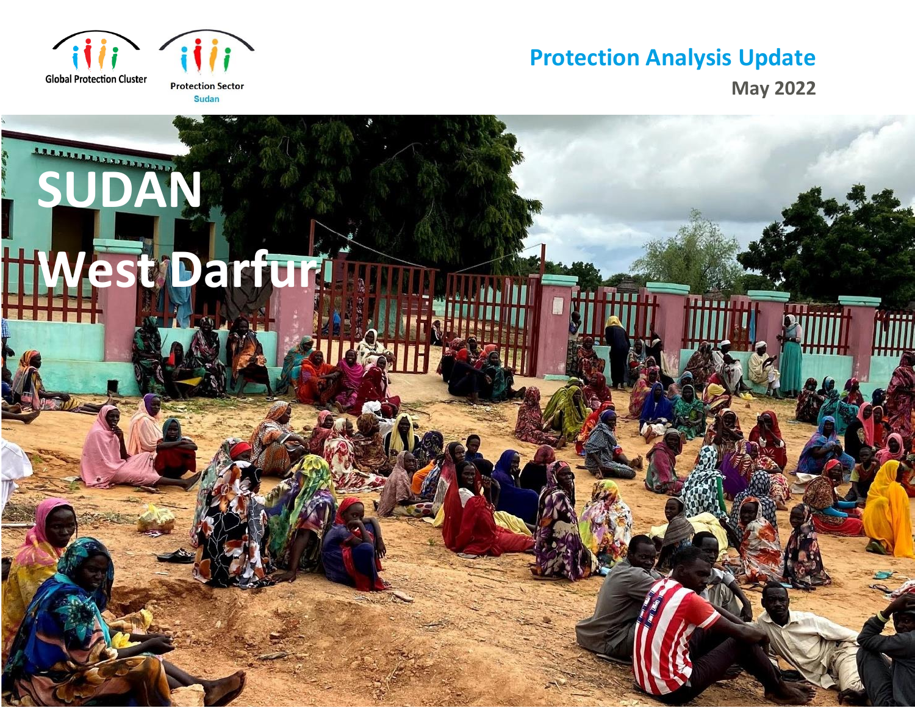Global Protection Cluster

Protection Sector Sudan

# Protection Analysis Update

May 2022

# SUDAN

# West Darfur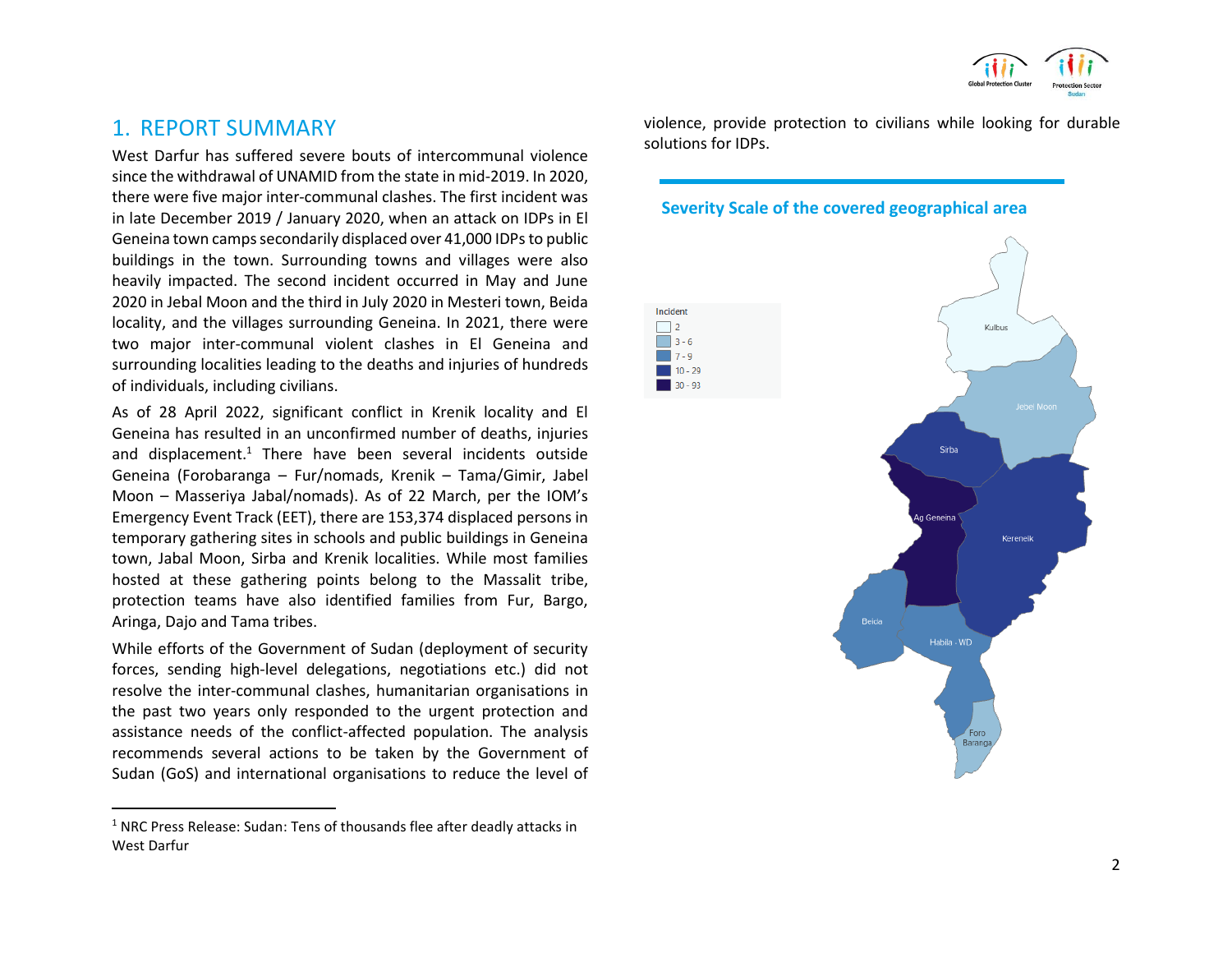## 1. REPORT SUMMARY

West Darfur has suffered severe bouts of intercommunal violence since the withdrawal of UNAMID from the state in mid-2019. In 2020, there were five major inter-communal clashes. The first incident was in late December 2019 / January 2020, when an attack on IDPs in El Geneina town camps secondarily displaced over 41,000 IDPs to public buildings in the town. Surrounding towns and villages were also heavily impacted. The second incident occurred in May and June 2020 in Jebal Moon and the third in July 2020 in Mesteri town, Beida locality, and the villages surrounding Geneina. In 2021, there were two major inter-communal violent clashes in El Geneina and surrounding localities leading to the deaths and injuries of hundreds of individuals, including civilians.

As of 28 April 2022, significant conflict in Krenik locality and El Geneina has resulted in an unconfirmed number of deaths, injuries and displacement.[1] There have been several incidents outside Geneina (Forobaranga – Fur/nomads, Krenik – Tama/Gimir, Jabel Moon – Masseriya Jabal/nomads). As of 22 March, per the IOM's Emergency Event Track (EET), there are 153,374 displaced persons in temporary gathering sites in schools and public buildings in Geneina town, Jabal Moon, Sirba and Krenik localities. While most families hosted at these gathering points belong to the Massalit tribe, protection teams have also identified families from Fur, Bargo, Aringa, Dajo and Tama tribes.

While efforts of the Government of Sudan (deployment of security forces, sending high-level delegations, negotiations etc.) did not resolve the inter-communal clashes, humanitarian organisations in the past two years only responded to the urgent protection and assistance needs of the conflict-affected population. The analysis recommends several actions to be taken by the Government of Sudan (GoS) and international organisations to reduce the level of violence, provide protection to civilians while looking for durable solutions for IDPs.

### Severity Scale of the covered geographical area

Incident
- 2
- 3 - 6
- 7 - 9
- 10 - 29
- 30 - 93

Kulbus, Jebel Moon, Sirba, Ag Geneina, Kereneik, Beida, Habila - WD, Foro Baranga

[1] NRC Press Release: Sudan: Tens of thousands flee after deadly attacks in West Darfur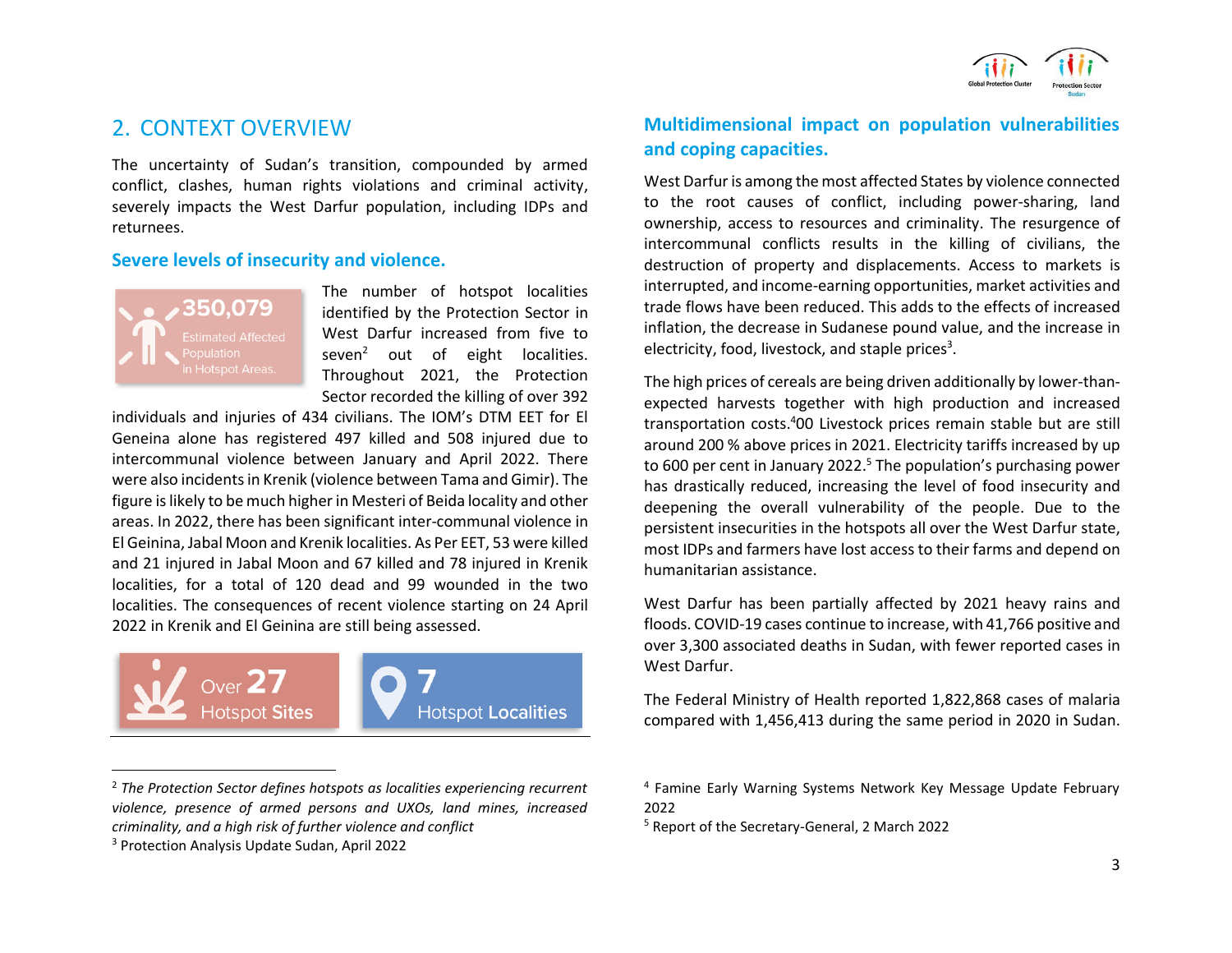## 2. CONTEXT OVERVIEW

The uncertainty of Sudan's transition, compounded by armed conflict, clashes, human rights violations and criminal activity, severely impacts the West Darfur population, including IDPs and returnees.

### Severe levels of insecurity and violence.

350,079 Estimated Affected Population in Hotspot Areas.

The number of hotspot localities identified by the Protection Sector in West Darfur increased from five to seven[2] out of eight localities. Throughout 2021, the Protection Sector recorded the killing of over 392 individuals and injuries of 434 civilians. The IOM's DTM EET for El Geneina alone has registered 497 killed and 508 injured due to intercommunal violence between January and April 2022. There were also incidents in Krenik (violence between Tama and Gimir). The figure is likely to be much higher in Mesteri of Beida locality and other areas. In 2022, there has been significant inter-communal violence in El Geinina, Jabal Moon and Krenik localities. As Per EET, 53 were killed and 21 injured in Jabal Moon and 67 killed and 78 injured in Krenik localities, for a total of 120 dead and 99 wounded in the two localities. The consequences of recent violence starting on 24 April 2022 in Krenik and El Geinina are still being assessed.

Over 27 Hotspot Sites

7 Hotspot Localities

### Multidimensional impact on population vulnerabilities and coping capacities.

West Darfur is among the most affected States by violence connected to the root causes of conflict, including power-sharing, land ownership, access to resources and criminality. The resurgence of intercommunal conflicts results in the killing of civilians, the destruction of property and displacements. Access to markets is interrupted, and income-earning opportunities, market activities and trade flows have been reduced. This adds to the effects of increased inflation, the decrease in Sudanese pound value, and the increase in electricity, food, livestock, and staple prices[3].

The high prices of cereals are being driven additionally by lower-than-expected harvests together with high production and increased transportation costs.[4]00 Livestock prices remain stable but are still around 200 % above prices in 2021. Electricity tariffs increased by up to 600 per cent in January 2022.[5] The population's purchasing power has drastically reduced, increasing the level of food insecurity and deepening the overall vulnerability of the people. Due to the persistent insecurities in the hotspots all over the West Darfur state, most IDPs and farmers have lost access to their farms and depend on humanitarian assistance.

West Darfur has been partially affected by 2021 heavy rains and floods. COVID-19 cases continue to increase, with 41,766 positive and over 3,300 associated deaths in Sudan, with fewer reported cases in West Darfur.

The Federal Ministry of Health reported 1,822,868 cases of malaria compared with 1,456,413 during the same period in 2020 in Sudan.

---

[2] *The Protection Sector defines hotspots as localities experiencing recurrent violence, presence of armed persons and UXOs, land mines, increased criminality, and a high risk of further violence and conflict*

[3] Protection Analysis Update Sudan, April 2022

[4] Famine Early Warning Systems Network Key Message Update February 2022

[5] Report of the Secretary-General, 2 March 2022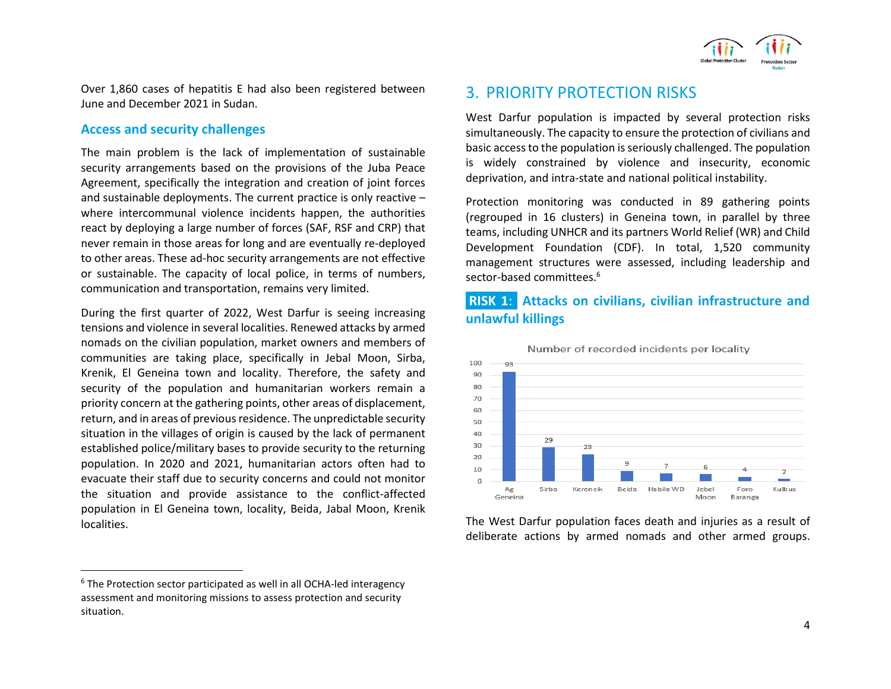Over 1,860 cases of hepatitis E had also been registered between June and December 2021 in Sudan.

### Access and security challenges

The main problem is the lack of implementation of sustainable security arrangements based on the provisions of the Juba Peace Agreement, specifically the integration and creation of joint forces and sustainable deployments. The current practice is only reactive – where intercommunal violence incidents happen, the authorities react by deploying a large number of forces (SAF, RSF and CRP) that never remain in those areas for long and are eventually re-deployed to other areas. These ad-hoc security arrangements are not effective or sustainable. The capacity of local police, in terms of numbers, communication and transportation, remains very limited.

During the first quarter of 2022, West Darfur is seeing increasing tensions and violence in several localities. Renewed attacks by armed nomads on the civilian population, market owners and members of communities are taking place, specifically in Jebal Moon, Sirba, Krenik, El Geneina town and locality. Therefore, the safety and security of the population and humanitarian workers remain a priority concern at the gathering points, other areas of displacement, return, and in areas of previous residence. The unpredictable security situation in the villages of origin is caused by the lack of permanent established police/military bases to provide security to the returning population. In 2020 and 2021, humanitarian actors often had to evacuate their staff due to security concerns and could not monitor the situation and provide assistance to the conflict-affected population in El Geneina town, locality, Beida, Jabal Moon, Krenik localities.

## 3. PRIORITY PROTECTION RISKS

West Darfur population is impacted by several protection risks simultaneously. The capacity to ensure the protection of civilians and basic access to the population is seriously challenged. The population is widely constrained by violence and insecurity, economic deprivation, and intra-state and national political instability.

Protection monitoring was conducted in 89 gathering points (regrouped in 16 clusters) in Geneina town, in parallel by three teams, including UNHCR and its partners World Relief (WR) and Child Development Foundation (CDF). In total, 1,520 community management structures were assessed, including leadership and sector-based committees.[6]

### RISK 1: Attacks on civilians, civilian infrastructure and unlawful killings

Number of recorded incidents per locality

| Locality | Number of recorded incidents |
| --- | --- |
| Ag Geneina | 93 |
| Sirba | 29 |
| Kerenek | 23 |
| Beida | 9 |
| Habila WD | 7 |
| Jebel Moon | 6 |
| Foro Baranga | 4 |
| Kulbus | 2 |

The West Darfur population faces death and injuries as a result of deliberate actions by armed nomads and other armed groups.

[6] The Protection sector participated as well in all OCHA-led interagency assessment and monitoring missions to assess protection and security situation.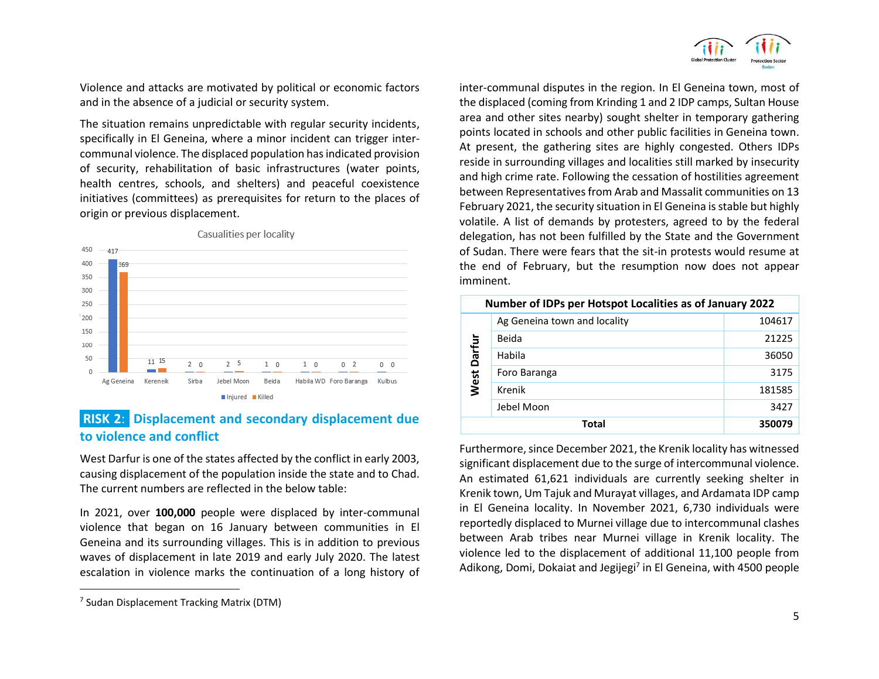Violence and attacks are motivated by political or economic factors and in the absence of a judicial or security system.

The situation remains unpredictable with regular security incidents, specifically in El Geneina, where a minor incident can trigger inter-communal violence. The displaced population has indicated provision of security, rehabilitation of basic infrastructures (water points, health centres, schools, and shelters) and peaceful coexistence initiatives (committees) as prerequisites for return to the places of origin or previous displacement.

Casualities per locality

| Locality | Injured | Killed |
|---|---|---|
| Ag Geneina | 417 | 369 |
| Kereneik | 11 | 15 |
| Sirba | 2 | 0 |
| Jebel Moon | 2 | 5 |
| Beida | 1 | 0 |
| Habila WD | 1 | 0 |
| Foro Baranga | 0 | 2 |
| Kulbus | 0 | 0 |

## RISK 2: Displacement and secondary displacement due to violence and conflict

West Darfur is one of the states affected by the conflict in early 2003, causing displacement of the population inside the state and to Chad. The current numbers are reflected in the below table:

In 2021, over **100,000** people were displaced by inter-communal violence that began on 16 January between communities in El Geneina and its surrounding villages. This is in addition to previous waves of displacement in late 2019 and early July 2020. The latest escalation in violence marks the continuation of a long history of inter-communal disputes in the region. In El Geneina town, most of the displaced (coming from Krinding 1 and 2 IDP camps, Sultan House area and other sites nearby) sought shelter in temporary gathering points located in schools and other public facilities in Geneina town. At present, the gathering sites are highly congested. Others IDPs reside in surrounding villages and localities still marked by insecurity and high crime rate. Following the cessation of hostilities agreement between Representatives from Arab and Massalit communities on 13 February 2021, the security situation in El Geneina is stable but highly volatile. A list of demands by protesters, agreed to by the federal delegation, has not been fulfilled by the State and the Government of Sudan. There were fears that the sit-in protests would resume at the end of February, but the resumption now does not appear imminent.

| Number of IDPs per Hotspot Localities as of January 2022 | | |
|---|---|---|
| West Darfur | Ag Geneina town and locality | 104617 |
| | Beida | 21225 |
| | Habila | 36050 |
| | Foro Baranga | 3175 |
| | Krenik | 181585 |
| | Jebel Moon | 3427 |
| **Total** | | **350079** |

Furthermore, since December 2021, the Krenik locality has witnessed significant displacement due to the surge of intercommunal violence. An estimated 61,621 individuals are currently seeking shelter in Krenik town, Um Tajuk and Murayat villages, and Ardamata IDP camp in El Geneina locality. In November 2021, 6,730 individuals were reportedly displaced to Murnei village due to intercommunal clashes between Arab tribes near Murnei village in Krenik locality. The violence led to the displacement of additional 11,100 people from Adikong, Domi, Dokaiat and Jegijegi[7] in El Geneina, with 4500 people

[7] Sudan Displacement Tracking Matrix (DTM)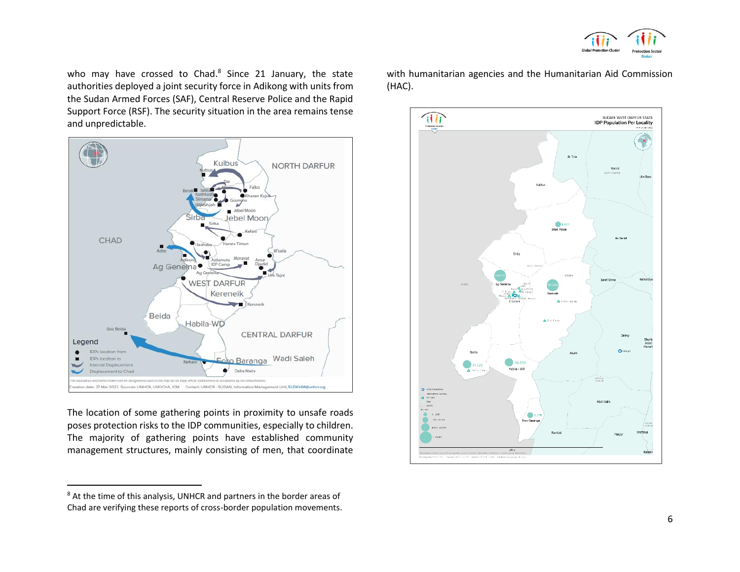who may have crossed to Chad.[8] Since 21 January, the state authorities deployed a joint security force in Adikong with units from the Sudan Armed Forces (SAF), Central Reserve Police and the Rapid Support Force (RSF). The security situation in the area remains tense and unpredictable.

The location of some gathering points in proximity to unsafe roads poses protection risks to the IDP communities, especially to children. The majority of gathering points have established community management structures, mainly consisting of men, that coordinate with humanitarian agencies and the Humanitarian Aid Commission (HAC).

[8] At the time of this analysis, UNHCR and partners in the border areas of Chad are verifying these reports of cross-border population movements.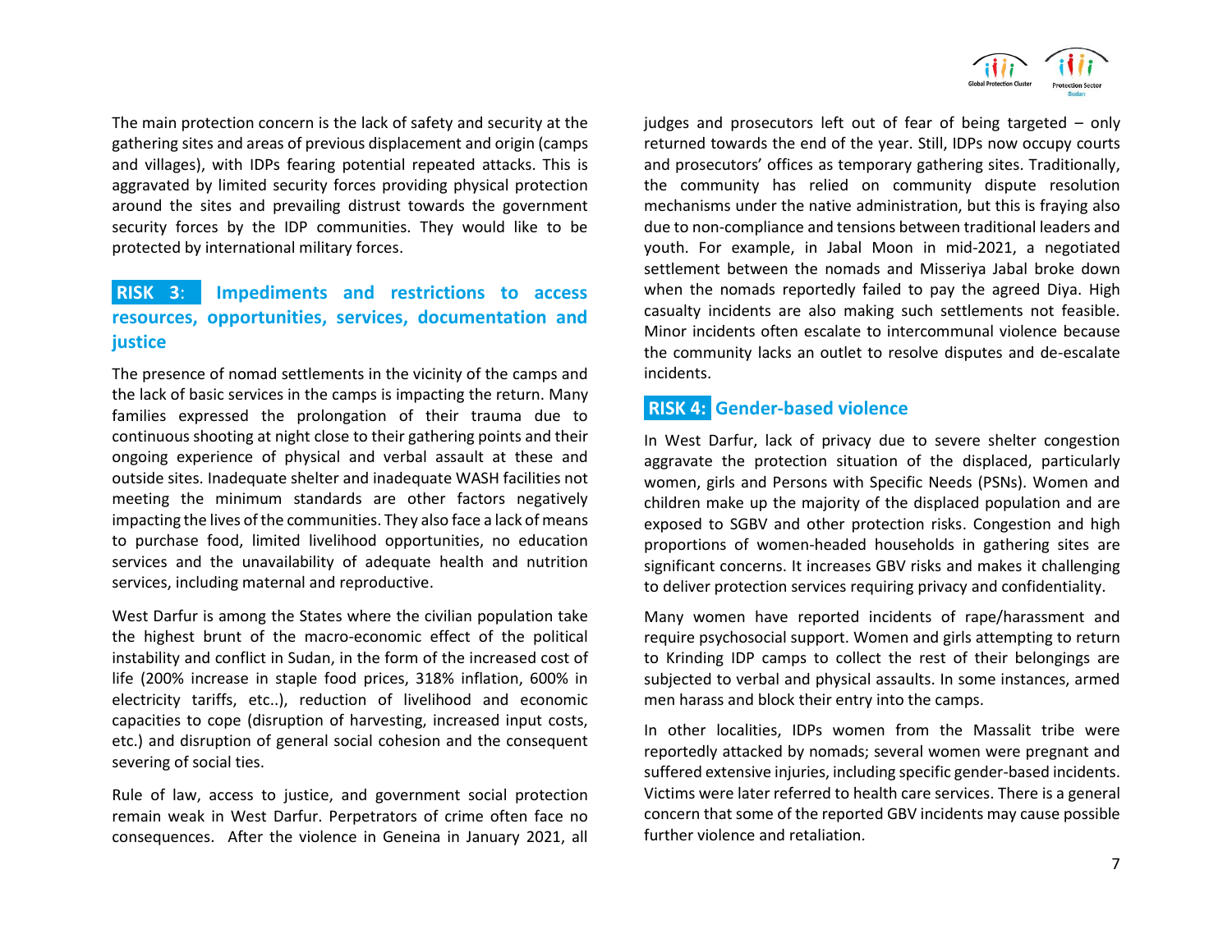The main protection concern is the lack of safety and security at the gathering sites and areas of previous displacement and origin (camps and villages), with IDPs fearing potential repeated attacks. This is aggravated by limited security forces providing physical protection around the sites and prevailing distrust towards the government security forces by the IDP communities. They would like to be protected by international military forces.

## RISK 3: Impediments and restrictions to access resources, opportunities, services, documentation and justice

The presence of nomad settlements in the vicinity of the camps and the lack of basic services in the camps is impacting the return. Many families expressed the prolongation of their trauma due to continuous shooting at night close to their gathering points and their ongoing experience of physical and verbal assault at these and outside sites. Inadequate shelter and inadequate WASH facilities not meeting the minimum standards are other factors negatively impacting the lives of the communities. They also face a lack of means to purchase food, limited livelihood opportunities, no education services and the unavailability of adequate health and nutrition services, including maternal and reproductive.

West Darfur is among the States where the civilian population take the highest brunt of the macro-economic effect of the political instability and conflict in Sudan, in the form of the increased cost of life (200% increase in staple food prices, 318% inflation, 600% in electricity tariffs, etc..), reduction of livelihood and economic capacities to cope (disruption of harvesting, increased input costs, etc.) and disruption of general social cohesion and the consequent severing of social ties.

Rule of law, access to justice, and government social protection remain weak in West Darfur. Perpetrators of crime often face no consequences. After the violence in Geneina in January 2021, all judges and prosecutors left out of fear of being targeted – only returned towards the end of the year. Still, IDPs now occupy courts and prosecutors' offices as temporary gathering sites. Traditionally, the community has relied on community dispute resolution mechanisms under the native administration, but this is fraying also due to non-compliance and tensions between traditional leaders and youth. For example, in Jabal Moon in mid-2021, a negotiated settlement between the nomads and Misseriya Jabal broke down when the nomads reportedly failed to pay the agreed Diya. High casualty incidents are also making such settlements not feasible. Minor incidents often escalate to intercommunal violence because the community lacks an outlet to resolve disputes and de-escalate incidents.

## RISK 4: Gender-based violence

In West Darfur, lack of privacy due to severe shelter congestion aggravate the protection situation of the displaced, particularly women, girls and Persons with Specific Needs (PSNs). Women and children make up the majority of the displaced population and are exposed to SGBV and other protection risks. Congestion and high proportions of women-headed households in gathering sites are significant concerns. It increases GBV risks and makes it challenging to deliver protection services requiring privacy and confidentiality.

Many women have reported incidents of rape/harassment and require psychosocial support. Women and girls attempting to return to Krinding IDP camps to collect the rest of their belongings are subjected to verbal and physical assaults. In some instances, armed men harass and block their entry into the camps.

In other localities, IDPs women from the Massalit tribe were reportedly attacked by nomads; several women were pregnant and suffered extensive injuries, including specific gender-based incidents. Victims were later referred to health care services. There is a general concern that some of the reported GBV incidents may cause possible further violence and retaliation.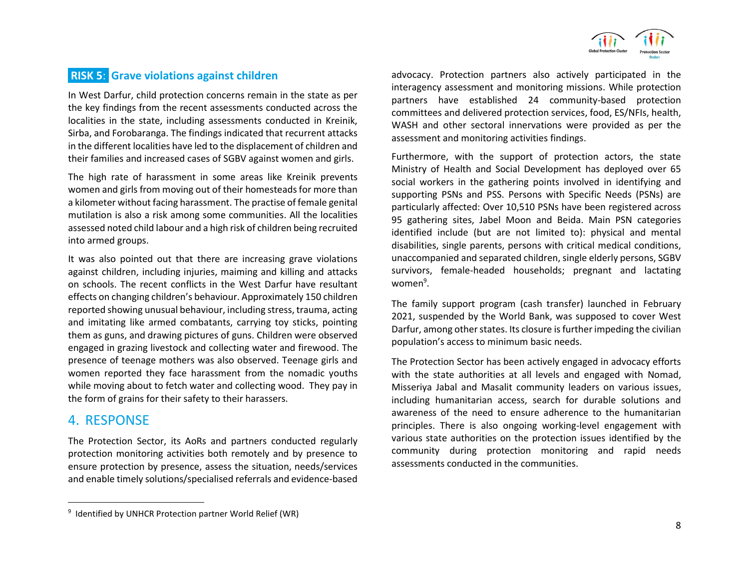## RISK 5: Grave violations against children

In West Darfur, child protection concerns remain in the state as per the key findings from the recent assessments conducted across the localities in the state, including assessments conducted in Kreinik, Sirba, and Forobaranga. The findings indicated that recurrent attacks in the different localities have led to the displacement of children and their families and increased cases of SGBV against women and girls.

The high rate of harassment in some areas like Kreinik prevents women and girls from moving out of their homesteads for more than a kilometer without facing harassment. The practise of female genital mutilation is also a risk among some communities. All the localities assessed noted child labour and a high risk of children being recruited into armed groups.

It was also pointed out that there are increasing grave violations against children, including injuries, maiming and killing and attacks on schools. The recent conflicts in the West Darfur have resultant effects on changing children's behaviour. Approximately 150 children reported showing unusual behaviour, including stress, trauma, acting and imitating like armed combatants, carrying toy sticks, pointing them as guns, and drawing pictures of guns. Children were observed engaged in grazing livestock and collecting water and firewood. The presence of teenage mothers was also observed. Teenage girls and women reported they face harassment from the nomadic youths while moving about to fetch water and collecting wood. They pay in the form of grains for their safety to their harassers.

# 4. RESPONSE

The Protection Sector, its AoRs and partners conducted regularly protection monitoring activities both remotely and by presence to ensure protection by presence, assess the situation, needs/services and enable timely solutions/specialised referrals and evidence-based advocacy. Protection partners also actively participated in the interagency assessment and monitoring missions. While protection partners have established 24 community-based protection committees and delivered protection services, food, ES/NFIs, health, WASH and other sectoral innervations were provided as per the assessment and monitoring activities findings.

Furthermore, with the support of protection actors, the state Ministry of Health and Social Development has deployed over 65 social workers in the gathering points involved in identifying and supporting PSNs and PSS. Persons with Specific Needs (PSNs) are particularly affected: Over 10,510 PSNs have been registered across 95 gathering sites, Jabel Moon and Beida. Main PSN categories identified include (but are not limited to): physical and mental disabilities, single parents, persons with critical medical conditions, unaccompanied and separated children, single elderly persons, SGBV survivors, female-headed households; pregnant and lactating women[9].

The family support program (cash transfer) launched in February 2021, suspended by the World Bank, was supposed to cover West Darfur, among other states. Its closure is further impeding the civilian population's access to minimum basic needs.

The Protection Sector has been actively engaged in advocacy efforts with the state authorities at all levels and engaged with Nomad, Misseriya Jabal and Masalit community leaders on various issues, including humanitarian access, search for durable solutions and awareness of the need to ensure adherence to the humanitarian principles. There is also ongoing working-level engagement with various state authorities on the protection issues identified by the community during protection monitoring and rapid needs assessments conducted in the communities.

[9] Identified by UNHCR Protection partner World Relief (WR)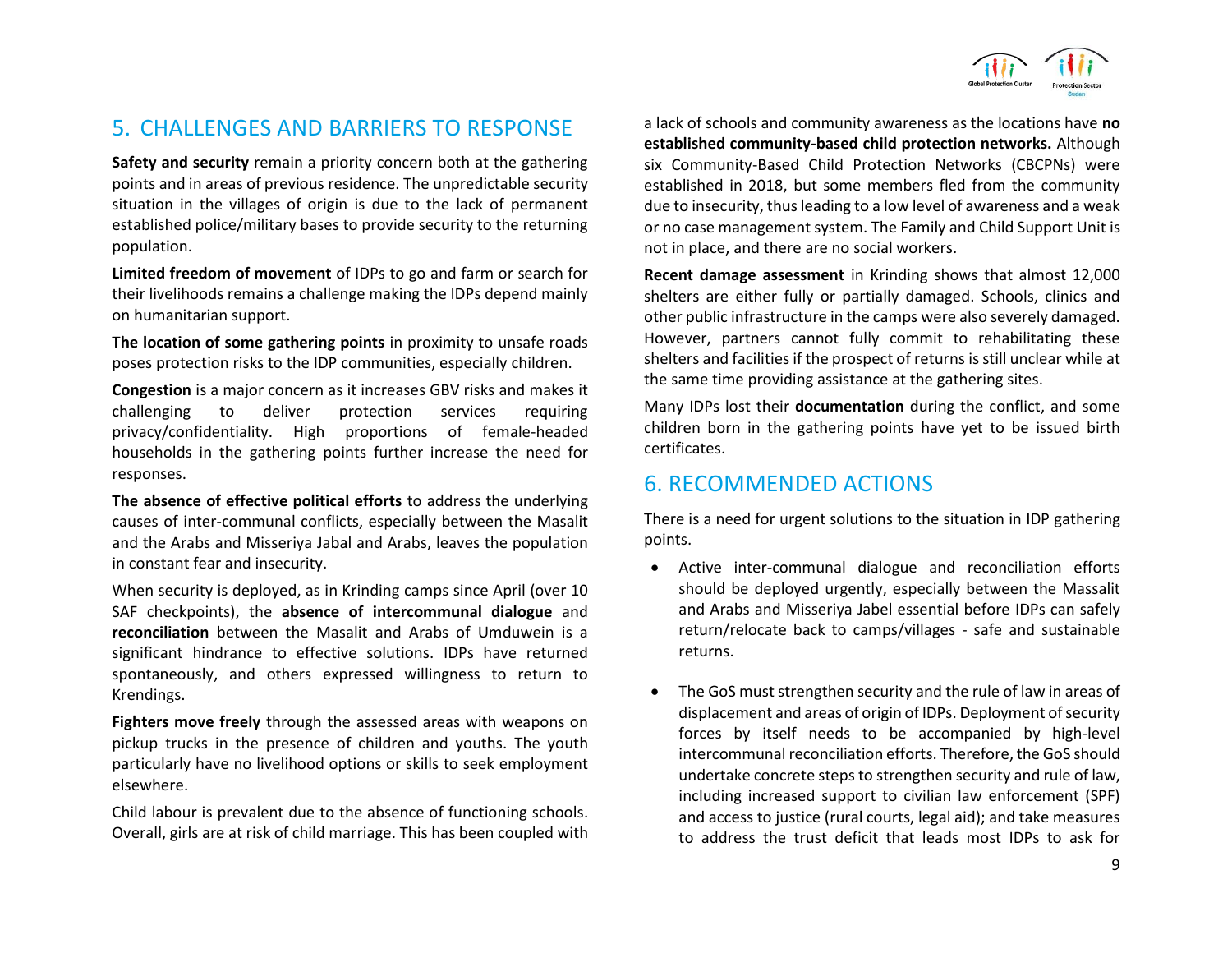## 5. CHALLENGES AND BARRIERS TO RESPONSE

**Safety and security** remain a priority concern both at the gathering points and in areas of previous residence. The unpredictable security situation in the villages of origin is due to the lack of permanent established police/military bases to provide security to the returning population.

**Limited freedom of movement** of IDPs to go and farm or search for their livelihoods remains a challenge making the IDPs depend mainly on humanitarian support.

**The location of some gathering points** in proximity to unsafe roads poses protection risks to the IDP communities, especially children.

**Congestion** is a major concern as it increases GBV risks and makes it challenging to deliver protection services requiring privacy/confidentiality. High proportions of female-headed households in the gathering points further increase the need for responses.

**The absence of effective political efforts** to address the underlying causes of inter-communal conflicts, especially between the Masalit and the Arabs and Misseriya Jabal and Arabs, leaves the population in constant fear and insecurity.

When security is deployed, as in Krinding camps since April (over 10 SAF checkpoints), the **absence of intercommunal dialogue** and **reconciliation** between the Masalit and Arabs of Umduwein is a significant hindrance to effective solutions. IDPs have returned spontaneously, and others expressed willingness to return to Krendings.

**Fighters move freely** through the assessed areas with weapons on pickup trucks in the presence of children and youths. The youth particularly have no livelihood options or skills to seek employment elsewhere.

Child labour is prevalent due to the absence of functioning schools. Overall, girls are at risk of child marriage. This has been coupled with a lack of schools and community awareness as the locations have **no established community-based child protection networks.** Although six Community-Based Child Protection Networks (CBCPNs) were established in 2018, but some members fled from the community due to insecurity, thus leading to a low level of awareness and a weak or no case management system. The Family and Child Support Unit is not in place, and there are no social workers.

**Recent damage assessment** in Krinding shows that almost 12,000 shelters are either fully or partially damaged. Schools, clinics and other public infrastructure in the camps were also severely damaged. However, partners cannot fully commit to rehabilitating these shelters and facilities if the prospect of returns is still unclear while at the same time providing assistance at the gathering sites.

Many IDPs lost their **documentation** during the conflict, and some children born in the gathering points have yet to be issued birth certificates.

## 6. RECOMMENDED ACTIONS

There is a need for urgent solutions to the situation in IDP gathering points.

- Active inter-communal dialogue and reconciliation efforts should be deployed urgently, especially between the Massalit and Arabs and Misseriya Jabel essential before IDPs can safely return/relocate back to camps/villages - safe and sustainable returns.

- The GoS must strengthen security and the rule of law in areas of displacement and areas of origin of IDPs. Deployment of security forces by itself needs to be accompanied by high-level intercommunal reconciliation efforts. Therefore, the GoS should undertake concrete steps to strengthen security and rule of law, including increased support to civilian law enforcement (SPF) and access to justice (rural courts, legal aid); and take measures to address the trust deficit that leads most IDPs to ask for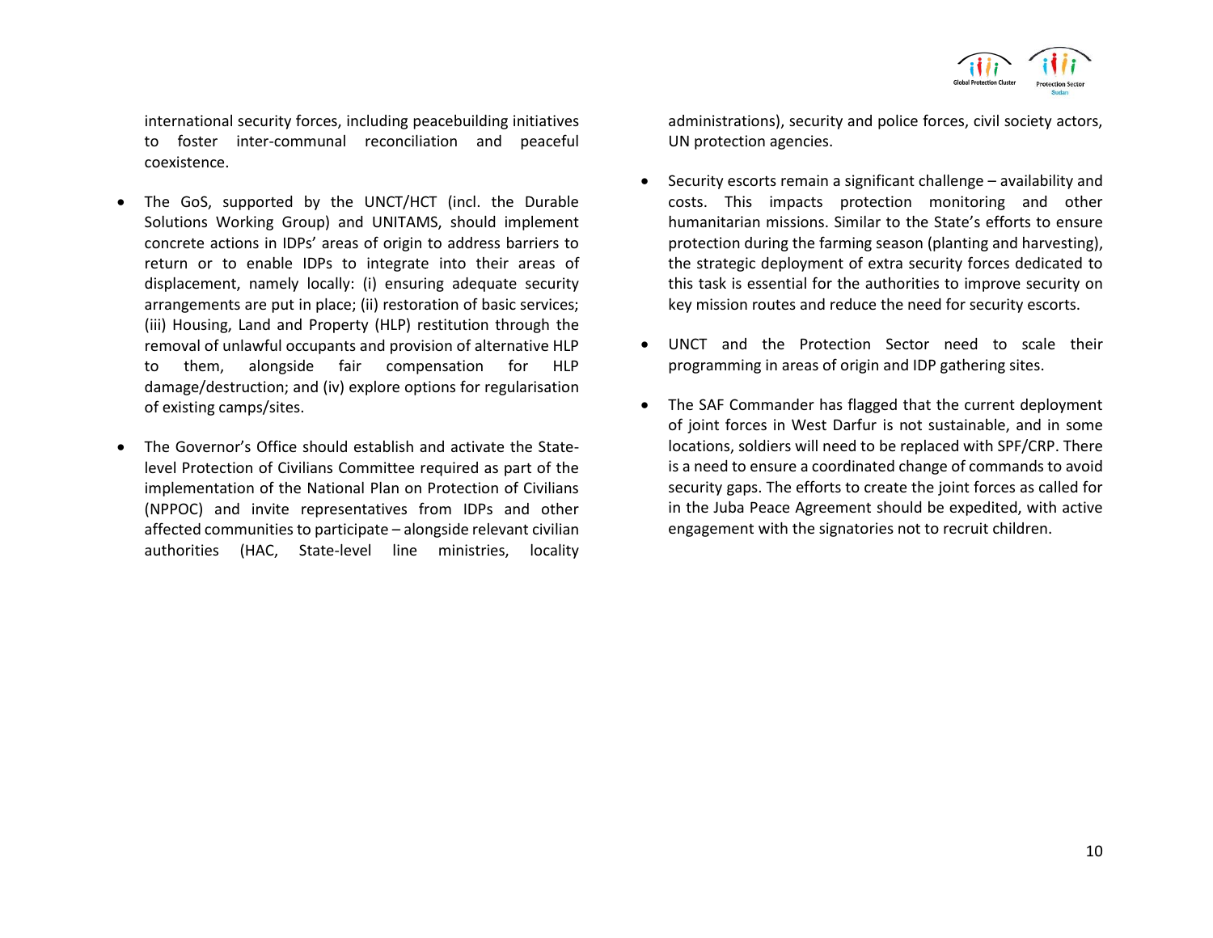international security forces, including peacebuilding initiatives to foster inter-communal reconciliation and peaceful coexistence.

- The GoS, supported by the UNCT/HCT (incl. the Durable Solutions Working Group) and UNITAMS, should implement concrete actions in IDPs' areas of origin to address barriers to return or to enable IDPs to integrate into their areas of displacement, namely locally: (i) ensuring adequate security arrangements are put in place; (ii) restoration of basic services; (iii) Housing, Land and Property (HLP) restitution through the removal of unlawful occupants and provision of alternative HLP to them, alongside fair compensation for HLP damage/destruction; and (iv) explore options for regularisation of existing camps/sites.

- The Governor's Office should establish and activate the State-level Protection of Civilians Committee required as part of the implementation of the National Plan on Protection of Civilians (NPPOC) and invite representatives from IDPs and other affected communities to participate – alongside relevant civilian authorities (HAC, State-level line ministries, locality administrations), security and police forces, civil society actors, UN protection agencies.

- Security escorts remain a significant challenge – availability and costs. This impacts protection monitoring and other humanitarian missions. Similar to the State's efforts to ensure protection during the farming season (planting and harvesting), the strategic deployment of extra security forces dedicated to this task is essential for the authorities to improve security on key mission routes and reduce the need for security escorts.

- UNCT and the Protection Sector need to scale their programming in areas of origin and IDP gathering sites.

- The SAF Commander has flagged that the current deployment of joint forces in West Darfur is not sustainable, and in some locations, soldiers will need to be replaced with SPF/CRP. There is a need to ensure a coordinated change of commands to avoid security gaps. The efforts to create the joint forces as called for in the Juba Peace Agreement should be expedited, with active engagement with the signatories not to recruit children.